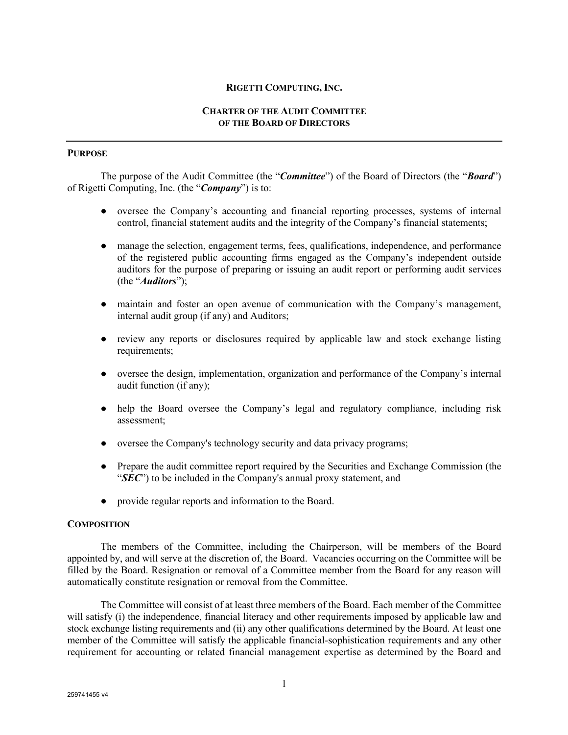# RIGETTI COMPUTING, INC.

## CHARTER OF THE AUDIT COMMITTEE OF THE BOARD OF DIRECTORS

---

### PURPOSE

The purpose of the Audit Committee (the "***Committee***") of the Board of Directors (the "***Board***") of Rigetti Computing, Inc. (the "***Company***") is to:

- oversee the Company's accounting and financial reporting processes, systems of internal control, financial statement audits and the integrity of the Company's financial statements;
- manage the selection, engagement terms, fees, qualifications, independence, and performance of the registered public accounting firms engaged as the Company's independent outside auditors for the purpose of preparing or issuing an audit report or performing audit services (the "***Auditors***");
- maintain and foster an open avenue of communication with the Company's management, internal audit group (if any) and Auditors;
- review any reports or disclosures required by applicable law and stock exchange listing requirements;
- oversee the design, implementation, organization and performance of the Company's internal audit function (if any);
- help the Board oversee the Company's legal and regulatory compliance, including risk assessment;
- oversee the Company's technology security and data privacy programs;
- Prepare the audit committee report required by the Securities and Exchange Commission (the "***SEC***") to be included in the Company's annual proxy statement, and
- provide regular reports and information to the Board.

### COMPOSITION

The members of the Committee, including the Chairperson, will be members of the Board appointed by, and will serve at the discretion of, the Board. Vacancies occurring on the Committee will be filled by the Board. Resignation or removal of a Committee member from the Board for any reason will automatically constitute resignation or removal from the Committee.

The Committee will consist of at least three members of the Board. Each member of the Committee will satisfy (i) the independence, financial literacy and other requirements imposed by applicable law and stock exchange listing requirements and (ii) any other qualifications determined by the Board. At least one member of the Committee will satisfy the applicable financial-sophistication requirements and any other requirement for accounting or related financial management expertise as determined by the Board and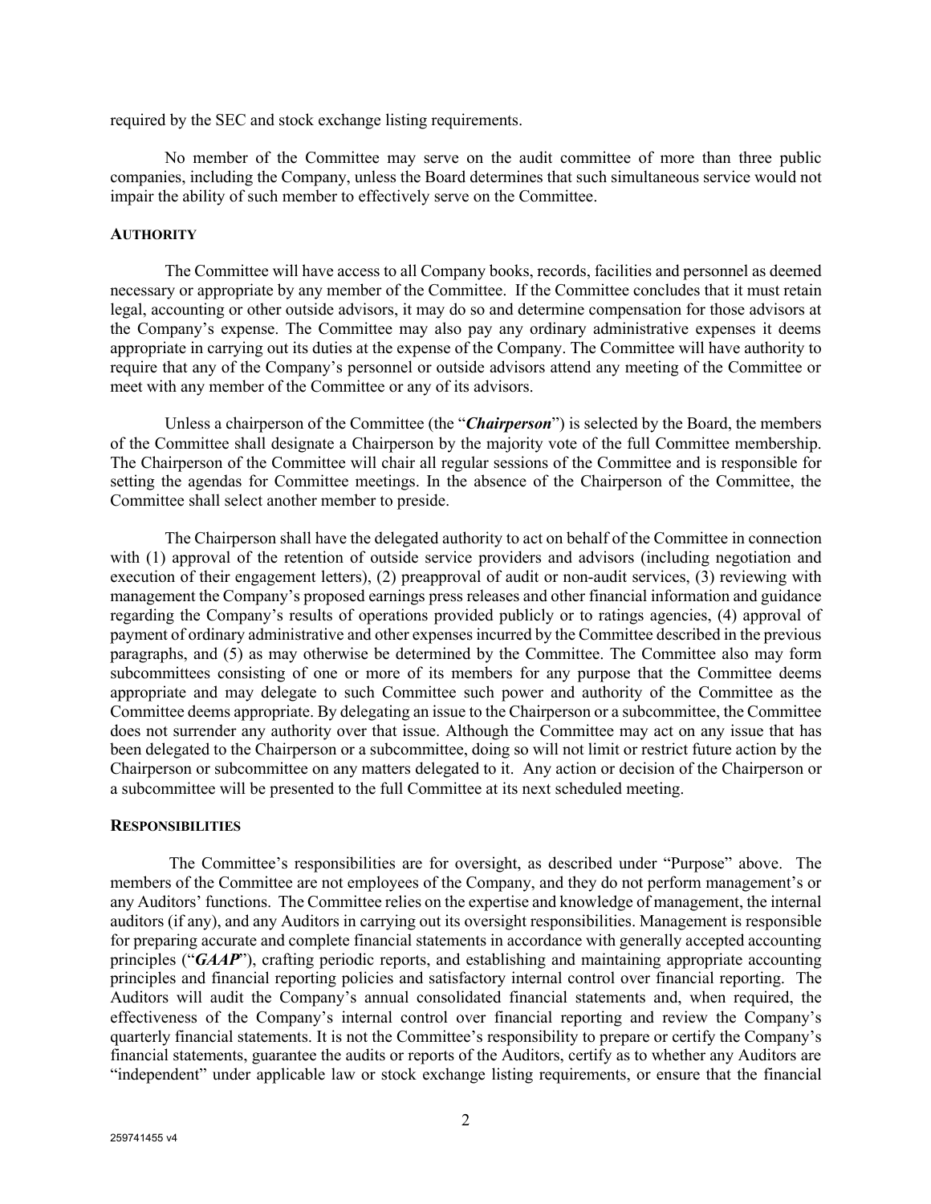required by the SEC and stock exchange listing requirements.

No member of the Committee may serve on the audit committee of more than three public companies, including the Company, unless the Board determines that such simultaneous service would not impair the ability of such member to effectively serve on the Committee.

## AUTHORITY

The Committee will have access to all Company books, records, facilities and personnel as deemed necessary or appropriate by any member of the Committee. If the Committee concludes that it must retain legal, accounting or other outside advisors, it may do so and determine compensation for those advisors at the Company's expense. The Committee may also pay any ordinary administrative expenses it deems appropriate in carrying out its duties at the expense of the Company. The Committee will have authority to require that any of the Company's personnel or outside advisors attend any meeting of the Committee or meet with any member of the Committee or any of its advisors.

Unless a chairperson of the Committee (the "***Chairperson***") is selected by the Board, the members of the Committee shall designate a Chairperson by the majority vote of the full Committee membership. The Chairperson of the Committee will chair all regular sessions of the Committee and is responsible for setting the agendas for Committee meetings. In the absence of the Chairperson of the Committee, the Committee shall select another member to preside.

The Chairperson shall have the delegated authority to act on behalf of the Committee in connection with (1) approval of the retention of outside service providers and advisors (including negotiation and execution of their engagement letters), (2) preapproval of audit or non-audit services, (3) reviewing with management the Company's proposed earnings press releases and other financial information and guidance regarding the Company's results of operations provided publicly or to ratings agencies, (4) approval of payment of ordinary administrative and other expenses incurred by the Committee described in the previous paragraphs, and (5) as may otherwise be determined by the Committee. The Committee also may form subcommittees consisting of one or more of its members for any purpose that the Committee deems appropriate and may delegate to such Committee such power and authority of the Committee as the Committee deems appropriate. By delegating an issue to the Chairperson or a subcommittee, the Committee does not surrender any authority over that issue. Although the Committee may act on any issue that has been delegated to the Chairperson or a subcommittee, doing so will not limit or restrict future action by the Chairperson or subcommittee on any matters delegated to it. Any action or decision of the Chairperson or a subcommittee will be presented to the full Committee at its next scheduled meeting.

## RESPONSIBILITIES

The Committee's responsibilities are for oversight, as described under "Purpose" above. The members of the Committee are not employees of the Company, and they do not perform management's or any Auditors' functions. The Committee relies on the expertise and knowledge of management, the internal auditors (if any), and any Auditors in carrying out its oversight responsibilities. Management is responsible for preparing accurate and complete financial statements in accordance with generally accepted accounting principles ("***GAAP***"), crafting periodic reports, and establishing and maintaining appropriate accounting principles and financial reporting policies and satisfactory internal control over financial reporting. The Auditors will audit the Company's annual consolidated financial statements and, when required, the effectiveness of the Company's internal control over financial reporting and review the Company's quarterly financial statements. It is not the Committee's responsibility to prepare or certify the Company's financial statements, guarantee the audits or reports of the Auditors, certify as to whether any Auditors are "independent" under applicable law or stock exchange listing requirements, or ensure that the financial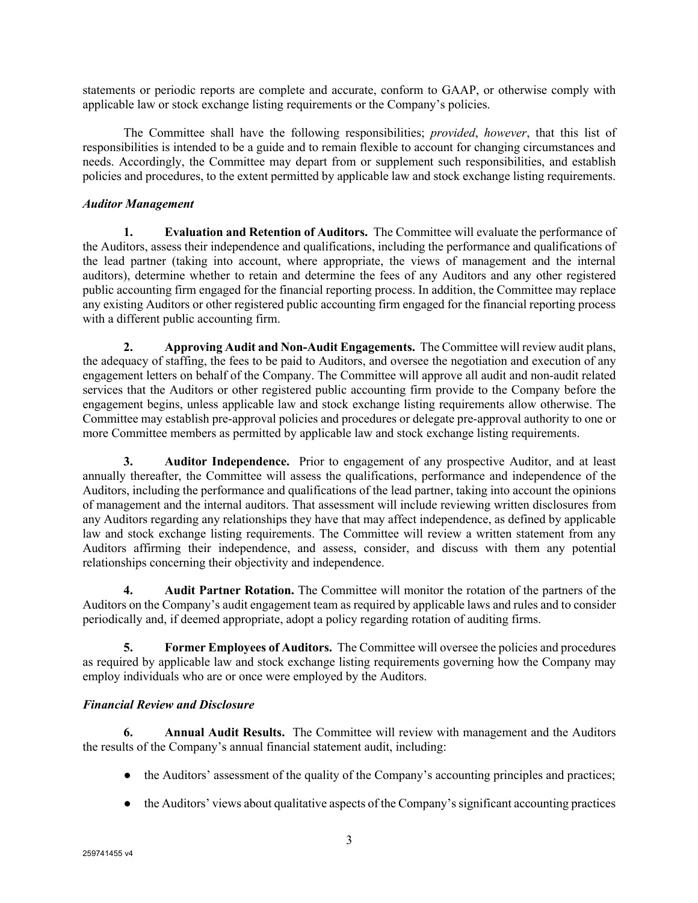statements or periodic reports are complete and accurate, conform to GAAP, or otherwise comply with applicable law or stock exchange listing requirements or the Company's policies.

The Committee shall have the following responsibilities; *provided*, *however*, that this list of responsibilities is intended to be a guide and to remain flexible to account for changing circumstances and needs. Accordingly, the Committee may depart from or supplement such responsibilities, and establish policies and procedures, to the extent permitted by applicable law and stock exchange listing requirements.

***Auditor Management***

**1. Evaluation and Retention of Auditors.** The Committee will evaluate the performance of the Auditors, assess their independence and qualifications, including the performance and qualifications of the lead partner (taking into account, where appropriate, the views of management and the internal auditors), determine whether to retain and determine the fees of any Auditors and any other registered public accounting firm engaged for the financial reporting process. In addition, the Committee may replace any existing Auditors or other registered public accounting firm engaged for the financial reporting process with a different public accounting firm.

**2. Approving Audit and Non-Audit Engagements.** The Committee will review audit plans, the adequacy of staffing, the fees to be paid to Auditors, and oversee the negotiation and execution of any engagement letters on behalf of the Company. The Committee will approve all audit and non-audit related services that the Auditors or other registered public accounting firm provide to the Company before the engagement begins, unless applicable law and stock exchange listing requirements allow otherwise. The Committee may establish pre-approval policies and procedures or delegate pre-approval authority to one or more Committee members as permitted by applicable law and stock exchange listing requirements.

**3. Auditor Independence.** Prior to engagement of any prospective Auditor, and at least annually thereafter, the Committee will assess the qualifications, performance and independence of the Auditors, including the performance and qualifications of the lead partner, taking into account the opinions of management and the internal auditors. That assessment will include reviewing written disclosures from any Auditors regarding any relationships they have that may affect independence, as defined by applicable law and stock exchange listing requirements. The Committee will review a written statement from any Auditors affirming their independence, and assess, consider, and discuss with them any potential relationships concerning their objectivity and independence.

**4. Audit Partner Rotation.** The Committee will monitor the rotation of the partners of the Auditors on the Company's audit engagement team as required by applicable laws and rules and to consider periodically and, if deemed appropriate, adopt a policy regarding rotation of auditing firms.

**5. Former Employees of Auditors.** The Committee will oversee the policies and procedures as required by applicable law and stock exchange listing requirements governing how the Company may employ individuals who are or once were employed by the Auditors.

***Financial Review and Disclosure***

**6. Annual Audit Results.** The Committee will review with management and the Auditors the results of the Company's annual financial statement audit, including:

- the Auditors' assessment of the quality of the Company's accounting principles and practices;
- the Auditors' views about qualitative aspects of the Company's significant accounting practices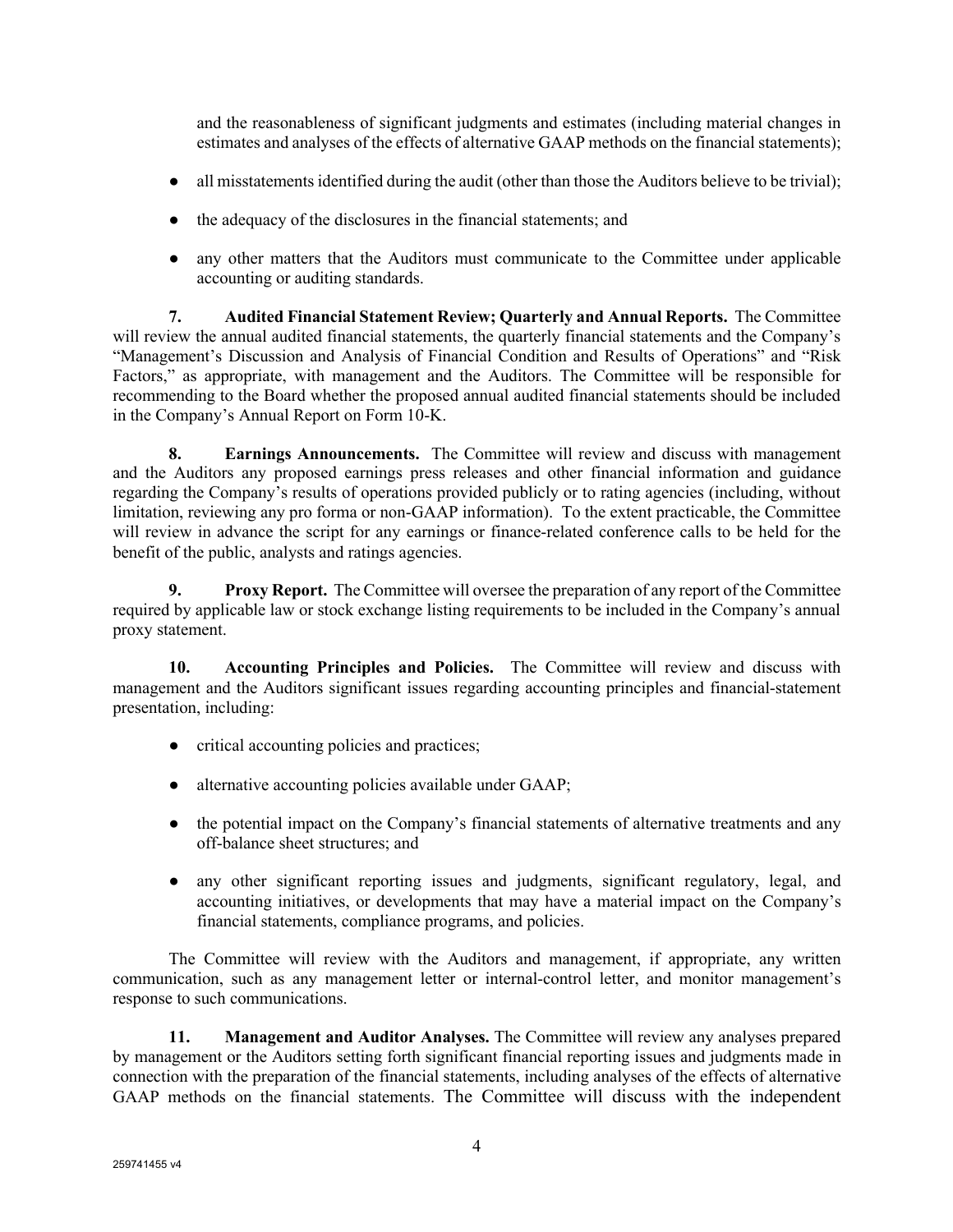and the reasonableness of significant judgments and estimates (including material changes in estimates and analyses of the effects of alternative GAAP methods on the financial statements);

- all misstatements identified during the audit (other than those the Auditors believe to be trivial);
- the adequacy of the disclosures in the financial statements; and
- any other matters that the Auditors must communicate to the Committee under applicable accounting or auditing standards.

**7. Audited Financial Statement Review; Quarterly and Annual Reports.** The Committee will review the annual audited financial statements, the quarterly financial statements and the Company's "Management's Discussion and Analysis of Financial Condition and Results of Operations" and "Risk Factors," as appropriate, with management and the Auditors. The Committee will be responsible for recommending to the Board whether the proposed annual audited financial statements should be included in the Company's Annual Report on Form 10-K.

**8. Earnings Announcements.** The Committee will review and discuss with management and the Auditors any proposed earnings press releases and other financial information and guidance regarding the Company's results of operations provided publicly or to rating agencies (including, without limitation, reviewing any pro forma or non-GAAP information). To the extent practicable, the Committee will review in advance the script for any earnings or finance-related conference calls to be held for the benefit of the public, analysts and ratings agencies.

**9. Proxy Report.** The Committee will oversee the preparation of any report of the Committee required by applicable law or stock exchange listing requirements to be included in the Company's annual proxy statement.

**10. Accounting Principles and Policies.** The Committee will review and discuss with management and the Auditors significant issues regarding accounting principles and financial-statement presentation, including:

- critical accounting policies and practices;
- alternative accounting policies available under GAAP;
- the potential impact on the Company's financial statements of alternative treatments and any off-balance sheet structures; and
- any other significant reporting issues and judgments, significant regulatory, legal, and accounting initiatives, or developments that may have a material impact on the Company's financial statements, compliance programs, and policies.

The Committee will review with the Auditors and management, if appropriate, any written communication, such as any management letter or internal-control letter, and monitor management's response to such communications.

**11. Management and Auditor Analyses.** The Committee will review any analyses prepared by management or the Auditors setting forth significant financial reporting issues and judgments made in connection with the preparation of the financial statements, including analyses of the effects of alternative GAAP methods on the financial statements. The Committee will discuss with the independent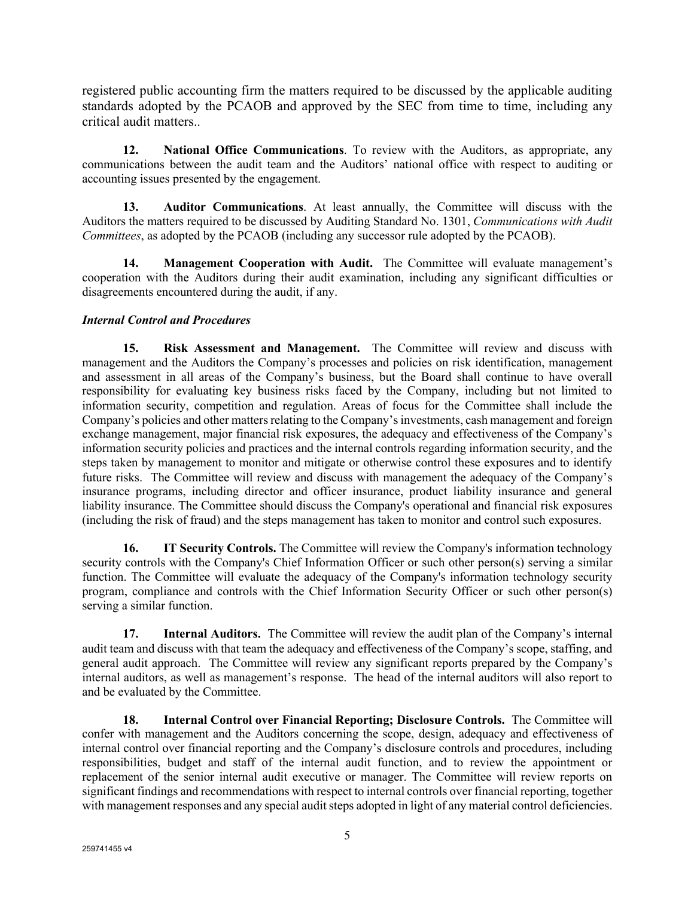registered public accounting firm the matters required to be discussed by the applicable auditing standards adopted by the PCAOB and approved by the SEC from time to time, including any critical audit matters..

**12. National Office Communications**. To review with the Auditors, as appropriate, any communications between the audit team and the Auditors' national office with respect to auditing or accounting issues presented by the engagement.

**13. Auditor Communications**. At least annually, the Committee will discuss with the Auditors the matters required to be discussed by Auditing Standard No. 1301, *Communications with Audit Committees*, as adopted by the PCAOB (including any successor rule adopted by the PCAOB).

**14. Management Cooperation with Audit.** The Committee will evaluate management's cooperation with the Auditors during their audit examination, including any significant difficulties or disagreements encountered during the audit, if any.

***Internal Control and Procedures***

**15. Risk Assessment and Management.** The Committee will review and discuss with management and the Auditors the Company's processes and policies on risk identification, management and assessment in all areas of the Company's business, but the Board shall continue to have overall responsibility for evaluating key business risks faced by the Company, including but not limited to information security, competition and regulation. Areas of focus for the Committee shall include the Company's policies and other matters relating to the Company's investments, cash management and foreign exchange management, major financial risk exposures, the adequacy and effectiveness of the Company's information security policies and practices and the internal controls regarding information security, and the steps taken by management to monitor and mitigate or otherwise control these exposures and to identify future risks. The Committee will review and discuss with management the adequacy of the Company's insurance programs, including director and officer insurance, product liability insurance and general liability insurance. The Committee should discuss the Company's operational and financial risk exposures (including the risk of fraud) and the steps management has taken to monitor and control such exposures.

**16. IT Security Controls.** The Committee will review the Company's information technology security controls with the Company's Chief Information Officer or such other person(s) serving a similar function. The Committee will evaluate the adequacy of the Company's information technology security program, compliance and controls with the Chief Information Security Officer or such other person(s) serving a similar function.

**17. Internal Auditors.** The Committee will review the audit plan of the Company's internal audit team and discuss with that team the adequacy and effectiveness of the Company's scope, staffing, and general audit approach. The Committee will review any significant reports prepared by the Company's internal auditors, as well as management's response. The head of the internal auditors will also report to and be evaluated by the Committee.

**18. Internal Control over Financial Reporting; Disclosure Controls.** The Committee will confer with management and the Auditors concerning the scope, design, adequacy and effectiveness of internal control over financial reporting and the Company's disclosure controls and procedures, including responsibilities, budget and staff of the internal audit function, and to review the appointment or replacement of the senior internal audit executive or manager. The Committee will review reports on significant findings and recommendations with respect to internal controls over financial reporting, together with management responses and any special audit steps adopted in light of any material control deficiencies.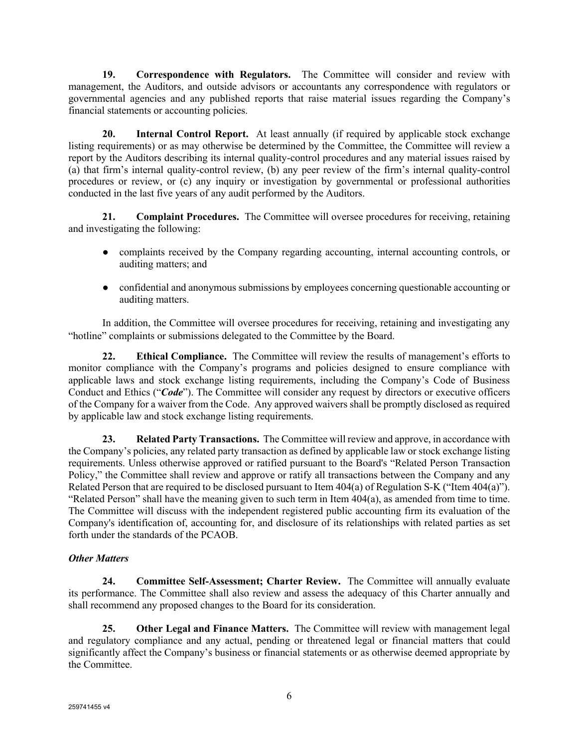**19. Correspondence with Regulators.** The Committee will consider and review with management, the Auditors, and outside advisors or accountants any correspondence with regulators or governmental agencies and any published reports that raise material issues regarding the Company's financial statements or accounting policies.

**20. Internal Control Report.** At least annually (if required by applicable stock exchange listing requirements) or as may otherwise be determined by the Committee, the Committee will review a report by the Auditors describing its internal quality-control procedures and any material issues raised by (a) that firm's internal quality-control review, (b) any peer review of the firm's internal quality-control procedures or review, or (c) any inquiry or investigation by governmental or professional authorities conducted in the last five years of any audit performed by the Auditors.

**21. Complaint Procedures.** The Committee will oversee procedures for receiving, retaining and investigating the following:

- complaints received by the Company regarding accounting, internal accounting controls, or auditing matters; and
- confidential and anonymous submissions by employees concerning questionable accounting or auditing matters.

In addition, the Committee will oversee procedures for receiving, retaining and investigating any "hotline" complaints or submissions delegated to the Committee by the Board.

**22. Ethical Compliance.** The Committee will review the results of management's efforts to monitor compliance with the Company's programs and policies designed to ensure compliance with applicable laws and stock exchange listing requirements, including the Company's Code of Business Conduct and Ethics ("***Code***"). The Committee will consider any request by directors or executive officers of the Company for a waiver from the Code. Any approved waivers shall be promptly disclosed as required by applicable law and stock exchange listing requirements.

**23. Related Party Transactions.** The Committee will review and approve, in accordance with the Company's policies, any related party transaction as defined by applicable law or stock exchange listing requirements. Unless otherwise approved or ratified pursuant to the Board's "Related Person Transaction Policy," the Committee shall review and approve or ratify all transactions between the Company and any Related Person that are required to be disclosed pursuant to Item 404(a) of Regulation S-K ("Item 404(a)"). "Related Person" shall have the meaning given to such term in Item 404(a), as amended from time to time. The Committee will discuss with the independent registered public accounting firm its evaluation of the Company's identification of, accounting for, and disclosure of its relationships with related parties as set forth under the standards of the PCAOB.

***Other Matters***

**24. Committee Self-Assessment; Charter Review.** The Committee will annually evaluate its performance. The Committee shall also review and assess the adequacy of this Charter annually and shall recommend any proposed changes to the Board for its consideration.

**25. Other Legal and Finance Matters.** The Committee will review with management legal and regulatory compliance and any actual, pending or threatened legal or financial matters that could significantly affect the Company's business or financial statements or as otherwise deemed appropriate by the Committee.

259741455 v4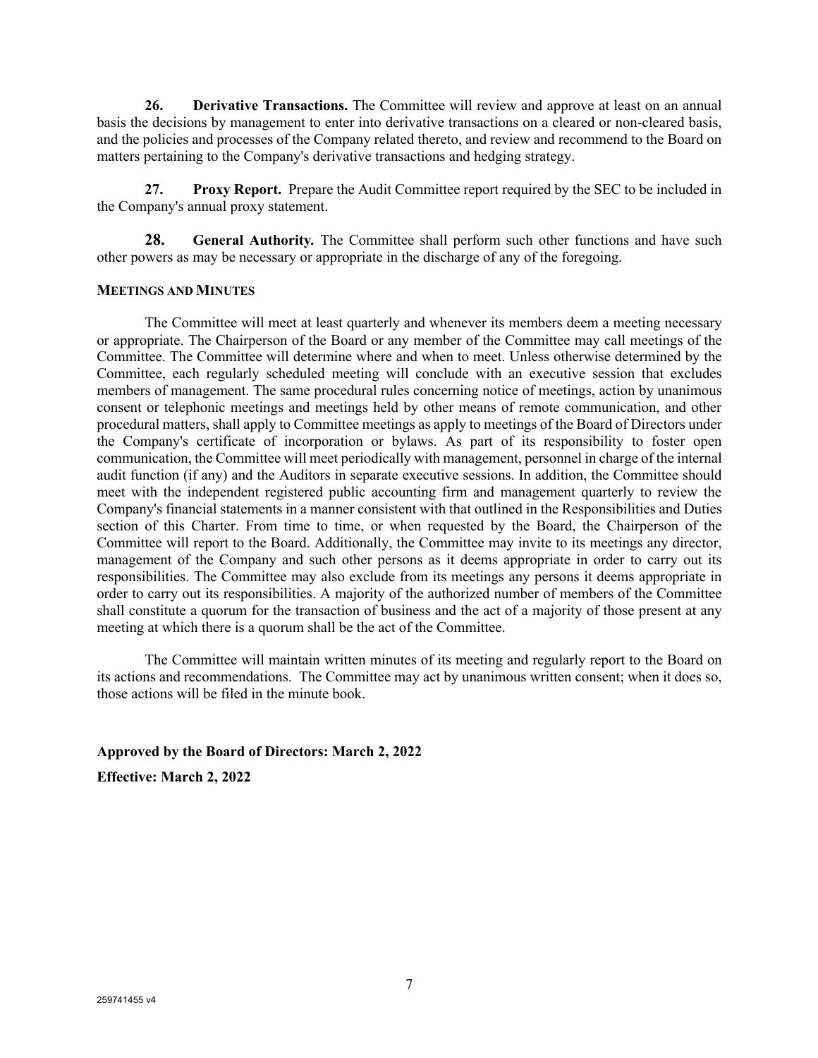**26. Derivative Transactions.** The Committee will review and approve at least on an annual basis the decisions by management to enter into derivative transactions on a cleared or non-cleared basis, and the policies and processes of the Company related thereto, and review and recommend to the Board on matters pertaining to the Company's derivative transactions and hedging strategy.

**27. Proxy Report.** Prepare the Audit Committee report required by the SEC to be included in the Company's annual proxy statement.

**28. General Authority.** The Committee shall perform such other functions and have such other powers as may be necessary or appropriate in the discharge of any of the foregoing.

### MEETINGS AND MINUTES

The Committee will meet at least quarterly and whenever its members deem a meeting necessary or appropriate. The Chairperson of the Board or any member of the Committee may call meetings of the Committee. The Committee will determine where and when to meet. Unless otherwise determined by the Committee, each regularly scheduled meeting will conclude with an executive session that excludes members of management. The same procedural rules concerning notice of meetings, action by unanimous consent or telephonic meetings and meetings held by other means of remote communication, and other procedural matters, shall apply to Committee meetings as apply to meetings of the Board of Directors under the Company's certificate of incorporation or bylaws. As part of its responsibility to foster open communication, the Committee will meet periodically with management, personnel in charge of the internal audit function (if any) and the Auditors in separate executive sessions. In addition, the Committee should meet with the independent registered public accounting firm and management quarterly to review the Company's financial statements in a manner consistent with that outlined in the Responsibilities and Duties section of this Charter. From time to time, or when requested by the Board, the Chairperson of the Committee will report to the Board. Additionally, the Committee may invite to its meetings any director, management of the Company and such other persons as it deems appropriate in order to carry out its responsibilities. The Committee may also exclude from its meetings any persons it deems appropriate in order to carry out its responsibilities. A majority of the authorized number of members of the Committee shall constitute a quorum for the transaction of business and the act of a majority of those present at any meeting at which there is a quorum shall be the act of the Committee.

The Committee will maintain written minutes of its meeting and regularly report to the Board on its actions and recommendations. The Committee may act by unanimous written consent; when it does so, those actions will be filed in the minute book.

**Approved by the Board of Directors: March 2, 2022**

**Effective: March 2, 2022**

259741455 v4